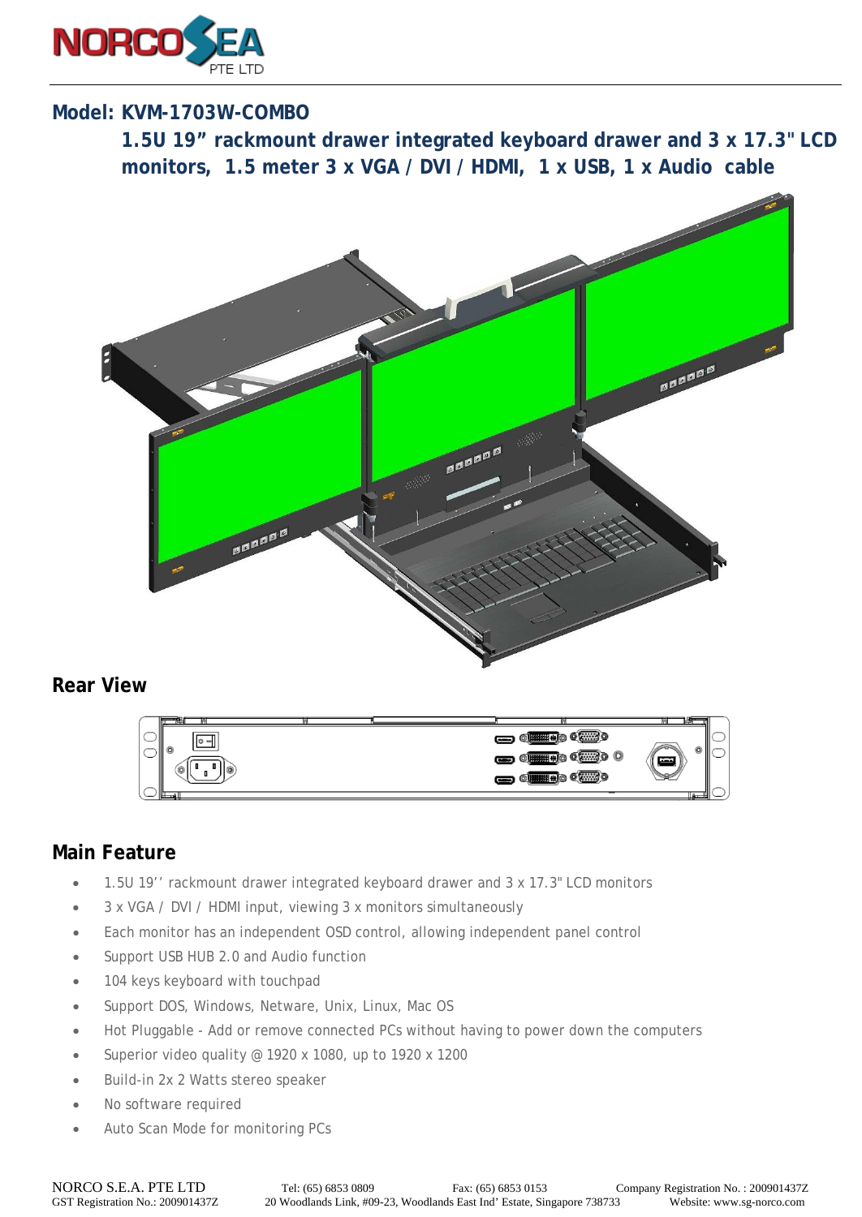**Model: KVM-1703W-COMBO**

**1.5U 19" rackmount drawer integrated keyboard drawer and 3 x 17.3" LCD monitors, 1.5 meter 3 x VGA / DVI / HDMI, 1 x USB, 1 x Audio cable**

## Rear View

## Main Feature

- 1.5U 19'' rackmount drawer integrated keyboard drawer and 3 x 17.3" LCD monitors
- 3 x VGA / DVI / HDMI input, viewing 3 x monitors simultaneously
- Each monitor has an independent OSD control, allowing independent panel control
- Support USB HUB 2.0 and Audio function
- 104 keys keyboard with touchpad
- Support DOS, Windows, Netware, Unix, Linux, Mac OS
- Hot Pluggable - Add or remove connected PCs without having to power down the computers
- Superior video quality @ 1920 x 1080, up to 1920 x 1200
- Build-in 2x 2 Watts stereo speaker
- No software required
- Auto Scan Mode for monitoring PCs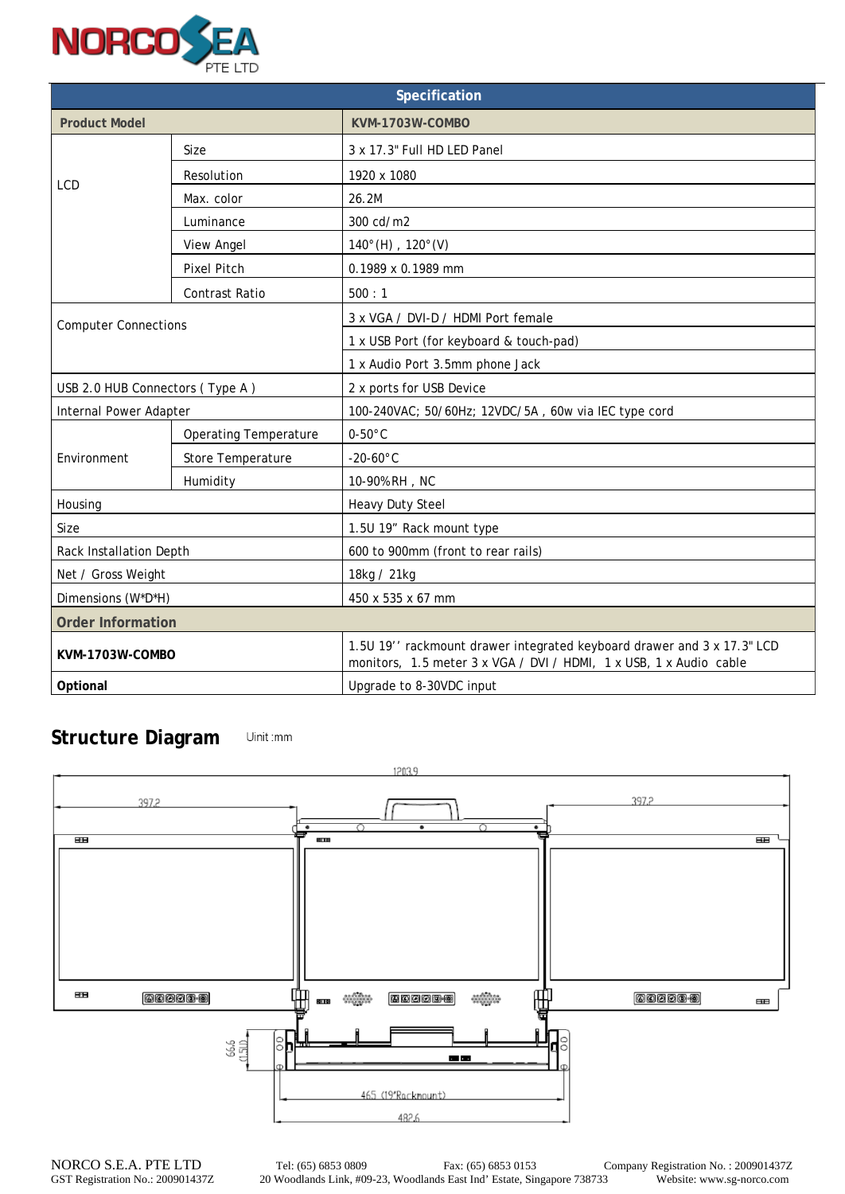| Specification | | |
|---|---|---|
| **Product Model** | | **KVM-1703W-COMBO** |
| LCD | Size | 3 x 17.3" Full HD LED Panel |
| | Resolution | 1920 x 1080 |
| | Max. color | 26.2M |
| | Luminance | 300 cd/m2 |
| | View Angel | 140°(H) , 120°(V) |
| | Pixel Pitch | 0.1989 x 0.1989 mm |
| | Contrast Ratio | 500 : 1 |
| Computer Connections | | 3 x VGA / DVI-D / HDMI Port female |
| | | 1 x USB Port (for keyboard & touch-pad) |
| | | 1 x Audio Port 3.5mm phone Jack |
| USB 2.0 HUB Connectors ( Type A ) | | 2 x ports for USB Device |
| Internal Power Adapter | | 100-240VAC; 50/60Hz; 12VDC/5A , 60w via IEC type cord |
| Environment | Operating Temperature | 0-50°C |
| | Store Temperature | -20-60°C |
| | Humidity | 10-90%RH , NC |
| Housing | | Heavy Duty Steel |
| Size | | 1.5U 19" Rack mount type |
| Rack Installation Depth | | 600 to 900mm (front to rear rails) |
| Net / Gross Weight | | 18kg / 21kg |
| Dimensions (W*D*H) | | 450 x 535 x 67 mm |
| **Order Information** | | |
| **KVM-1703W-COMBO** | | 1.5U 19'' rackmount drawer integrated keyboard drawer and 3 x 17.3" LCD monitors, 1.5 meter 3 x VGA / DVI / HDMI, 1 x USB, 1 x Audio cable |
| **Optional** | | Upgrade to 8-30VDC input |

## Structure Diagram

Uinit :mm

1203.9

397.2

397.2

66.6 (1.5U)

465 (19"Rackmount)

482.6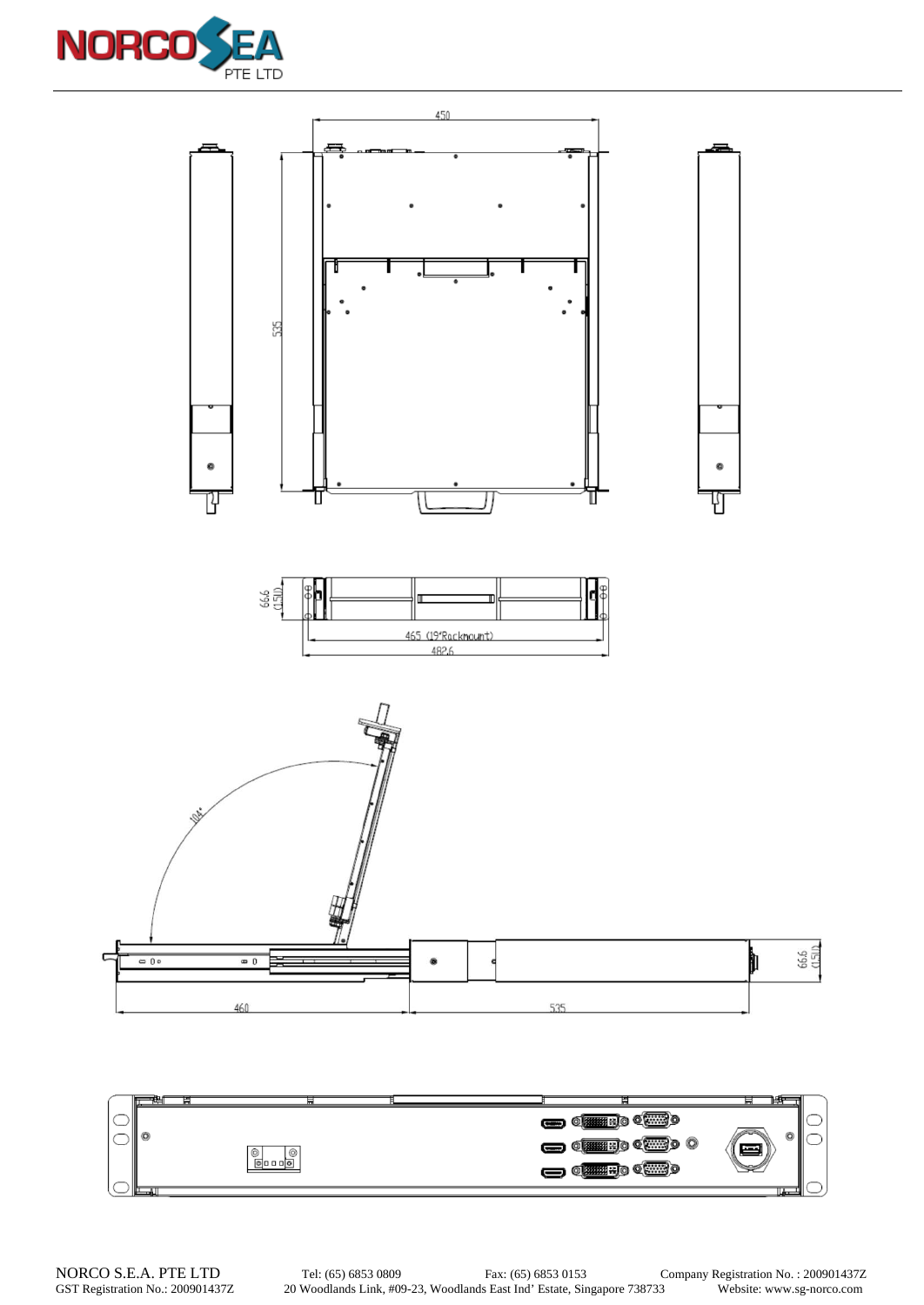450

535

66.6
(1.5U)

465 (19"Rackmount)

482.6

104°

460

535

66.6
(1.5U)